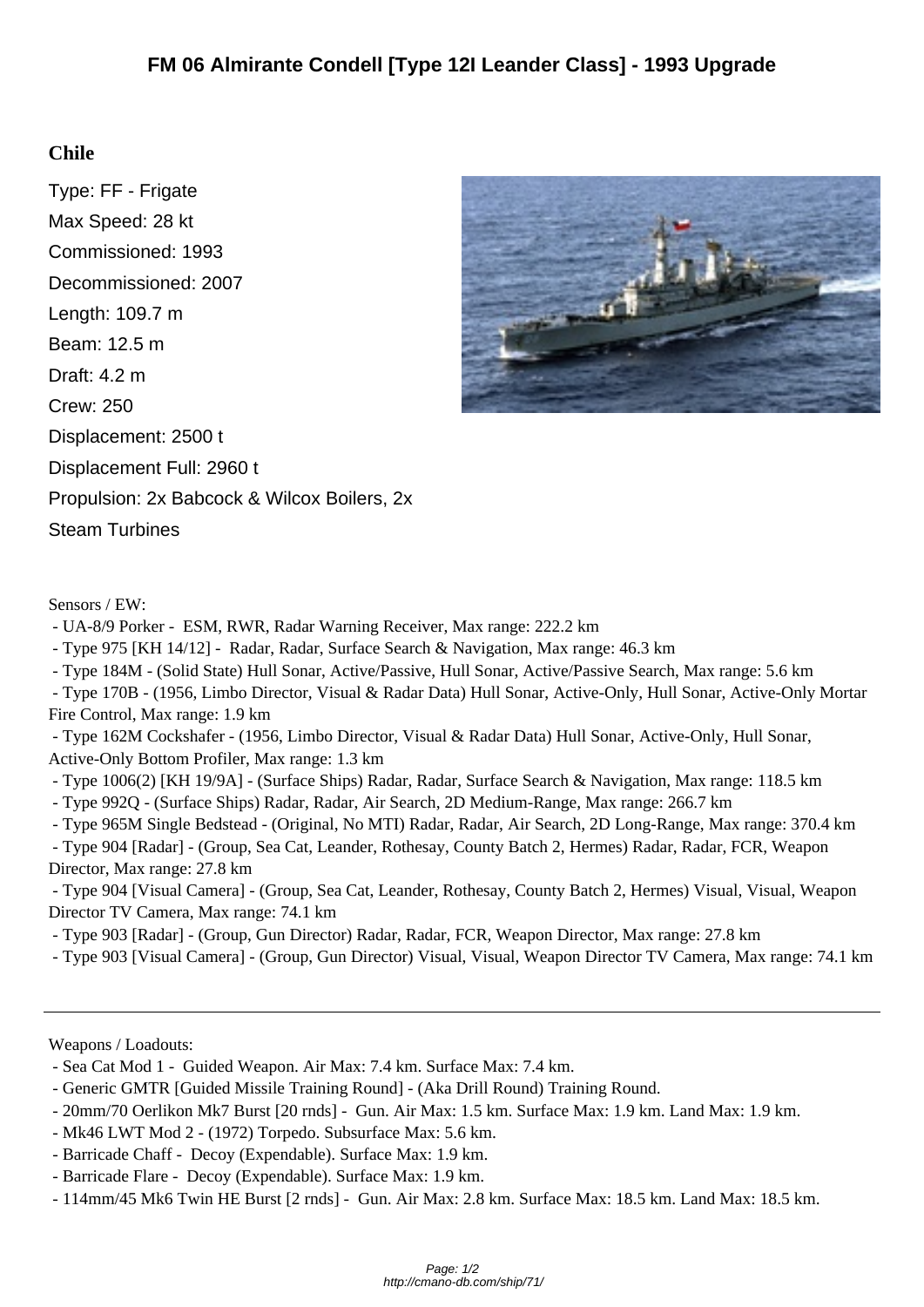# FM 06 Almirante Condell [Type 12I Leander Class] - 1993 Upgrade

## Chile

Type: FF - Frigate

Max Speed: 28 kt

Commissioned: 1993

Decommissioned: 2007

Length: 109.7 m

Beam: 12.5 m

Draft: 4.2 m

Crew: 250

Displacement: 2500 t

Displacement Full: 2960 t

Propulsion: 2x Babcock & Wilcox Boilers, 2x Steam Turbines

Sensors / EW:

- UA-8/9 Porker - ESM, RWR, Radar Warning Receiver, Max range: 222.2 km
- Type 975 [KH 14/12] - Radar, Radar, Surface Search & Navigation, Max range: 46.3 km
- Type 184M - (Solid State) Hull Sonar, Active/Passive, Hull Sonar, Active/Passive Search, Max range: 5.6 km
- Type 170B - (1956, Limbo Director, Visual & Radar Data) Hull Sonar, Active-Only, Hull Sonar, Active-Only Mortar Fire Control, Max range: 1.9 km
- Type 162M Cockshafer - (1956, Limbo Director, Visual & Radar Data) Hull Sonar, Active-Only, Hull Sonar, Active-Only Bottom Profiler, Max range: 1.3 km
- Type 1006(2) [KH 19/9A] - (Surface Ships) Radar, Radar, Surface Search & Navigation, Max range: 118.5 km
- Type 992Q - (Surface Ships) Radar, Radar, Air Search, 2D Medium-Range, Max range: 266.7 km
- Type 965M Single Bedstead - (Original, No MTI) Radar, Radar, Air Search, 2D Long-Range, Max range: 370.4 km
- Type 904 [Radar] - (Group, Sea Cat, Leander, Rothesay, County Batch 2, Hermes) Radar, Radar, FCR, Weapon Director, Max range: 27.8 km
- Type 904 [Visual Camera] - (Group, Sea Cat, Leander, Rothesay, County Batch 2, Hermes) Visual, Visual, Weapon Director TV Camera, Max range: 74.1 km
- Type 903 [Radar] - (Group, Gun Director) Radar, Radar, FCR, Weapon Director, Max range: 27.8 km
- Type 903 [Visual Camera] - (Group, Gun Director) Visual, Visual, Weapon Director TV Camera, Max range: 74.1 km

---

Weapons / Loadouts:

- Sea Cat Mod 1 - Guided Weapon. Air Max: 7.4 km. Surface Max: 7.4 km.
- Generic GMTR [Guided Missile Training Round] - (Aka Drill Round) Training Round.
- 20mm/70 Oerlikon Mk7 Burst [20 rnds] - Gun. Air Max: 1.5 km. Surface Max: 1.9 km. Land Max: 1.9 km.
- Mk46 LWT Mod 2 - (1972) Torpedo. Subsurface Max: 5.6 km.
- Barricade Chaff - Decoy (Expendable). Surface Max: 1.9 km.
- Barricade Flare - Decoy (Expendable). Surface Max: 1.9 km.
- 114mm/45 Mk6 Twin HE Burst [2 rnds] - Gun. Air Max: 2.8 km. Surface Max: 18.5 km. Land Max: 18.5 km.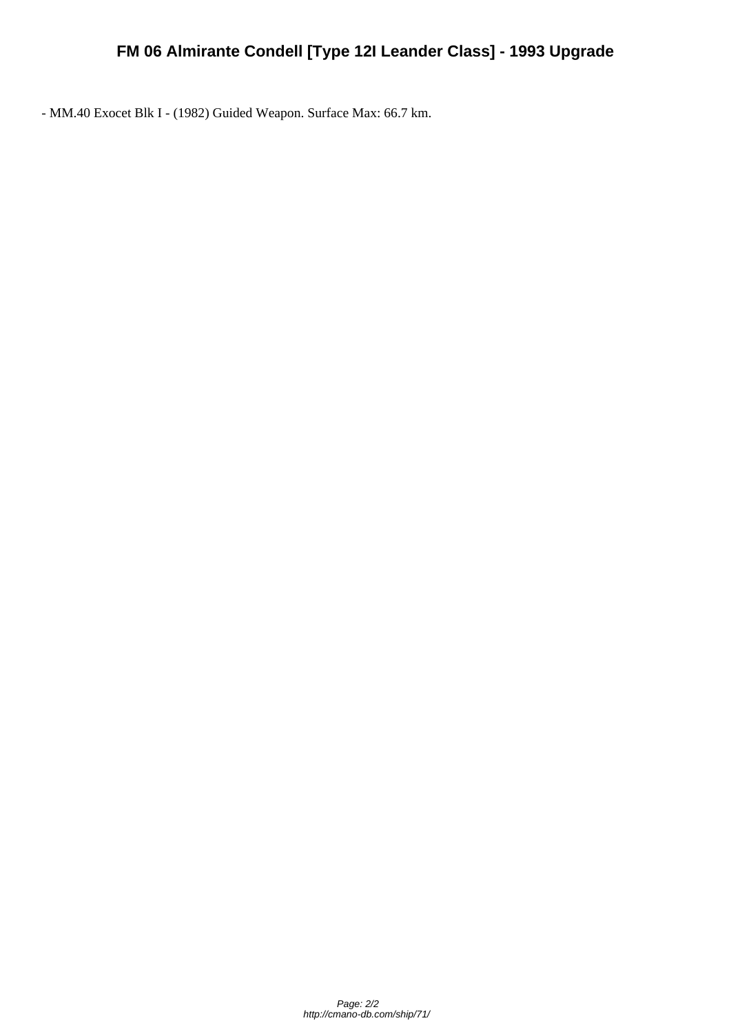- MM.40 Exocet Blk I - (1982) Guided Weapon. Surface Max: 66.7 km.